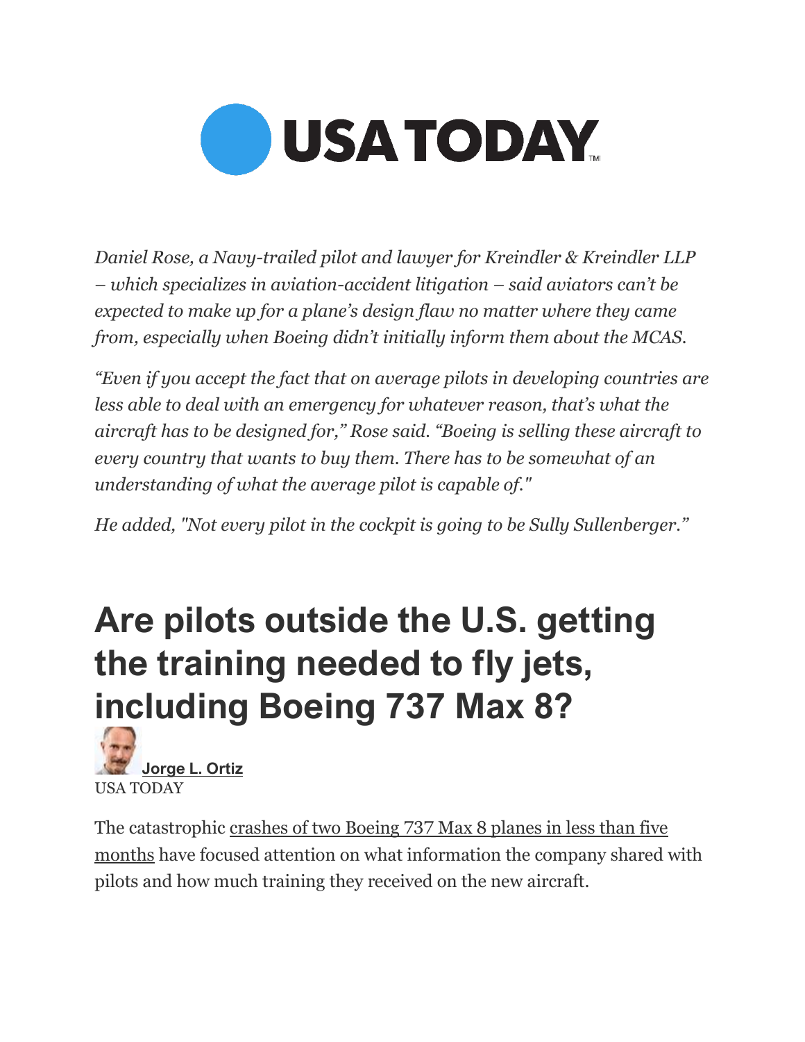*Daniel Rose, a Navy-trailed pilot and lawyer for Kreindler & Kreindler LLP – which specializes in aviation-accident litigation – said aviators can't be expected to make up for a plane's design flaw no matter where they came from, especially when Boeing didn't initially inform them about the MCAS.*

*"Even if you accept the fact that on average pilots in developing countries are less able to deal with an emergency for whatever reason, that's what the aircraft has to be designed for," Rose said. "Boeing is selling these aircraft to every country that wants to buy them. There has to be somewhat of an understanding of what the average pilot is capable of."*

*He added, "Not every pilot in the cockpit is going to be Sully Sullenberger."*

# Are pilots outside the U.S. getting the training needed to fly jets, including Boeing 737 Max 8?

**Jorge L. Ortiz**
USA TODAY

The catastrophic crashes of two Boeing 737 Max 8 planes in less than five months have focused attention on what information the company shared with pilots and how much training they received on the new aircraft.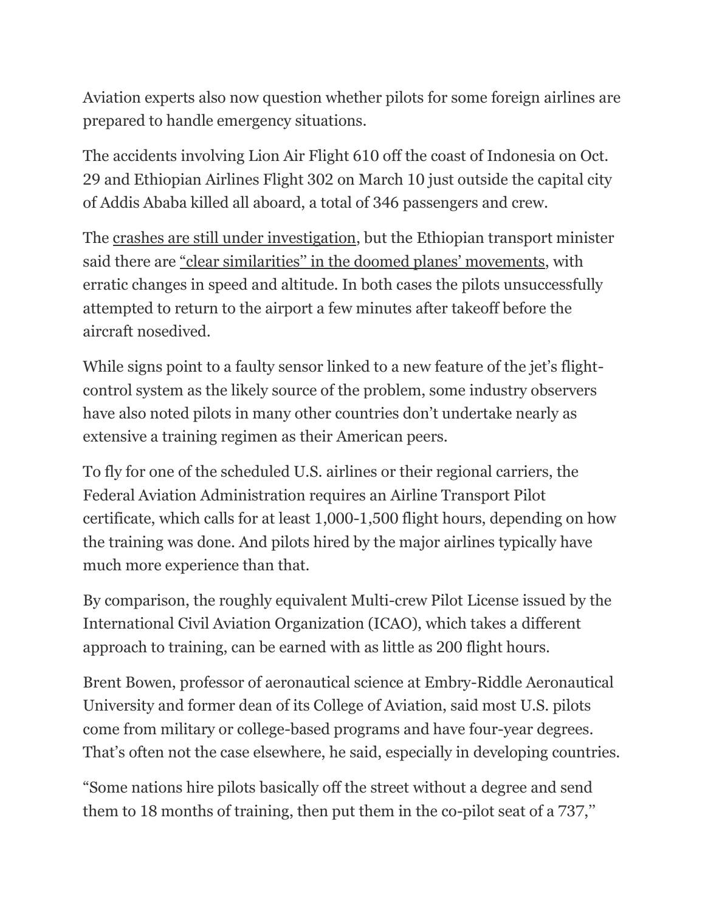Aviation experts also now question whether pilots for some foreign airlines are prepared to handle emergency situations.

The accidents involving Lion Air Flight 610 off the coast of Indonesia on Oct. 29 and Ethiopian Airlines Flight 302 on March 10 just outside the capital city of Addis Ababa killed all aboard, a total of 346 passengers and crew.

The crashes are still under investigation, but the Ethiopian transport minister said there are "clear similarities" in the doomed planes' movements, with erratic changes in speed and altitude. In both cases the pilots unsuccessfully attempted to return to the airport a few minutes after takeoff before the aircraft nosedived.

While signs point to a faulty sensor linked to a new feature of the jet's flight-control system as the likely source of the problem, some industry observers have also noted pilots in many other countries don't undertake nearly as extensive a training regimen as their American peers.

To fly for one of the scheduled U.S. airlines or their regional carriers, the Federal Aviation Administration requires an Airline Transport Pilot certificate, which calls for at least 1,000-1,500 flight hours, depending on how the training was done. And pilots hired by the major airlines typically have much more experience than that.

By comparison, the roughly equivalent Multi-crew Pilot License issued by the International Civil Aviation Organization (ICAO), which takes a different approach to training, can be earned with as little as 200 flight hours.

Brent Bowen, professor of aeronautical science at Embry-Riddle Aeronautical University and former dean of its College of Aviation, said most U.S. pilots come from military or college-based programs and have four-year degrees. That's often not the case elsewhere, he said, especially in developing countries.

"Some nations hire pilots basically off the street without a degree and send them to 18 months of training, then put them in the co-pilot seat of a 737,"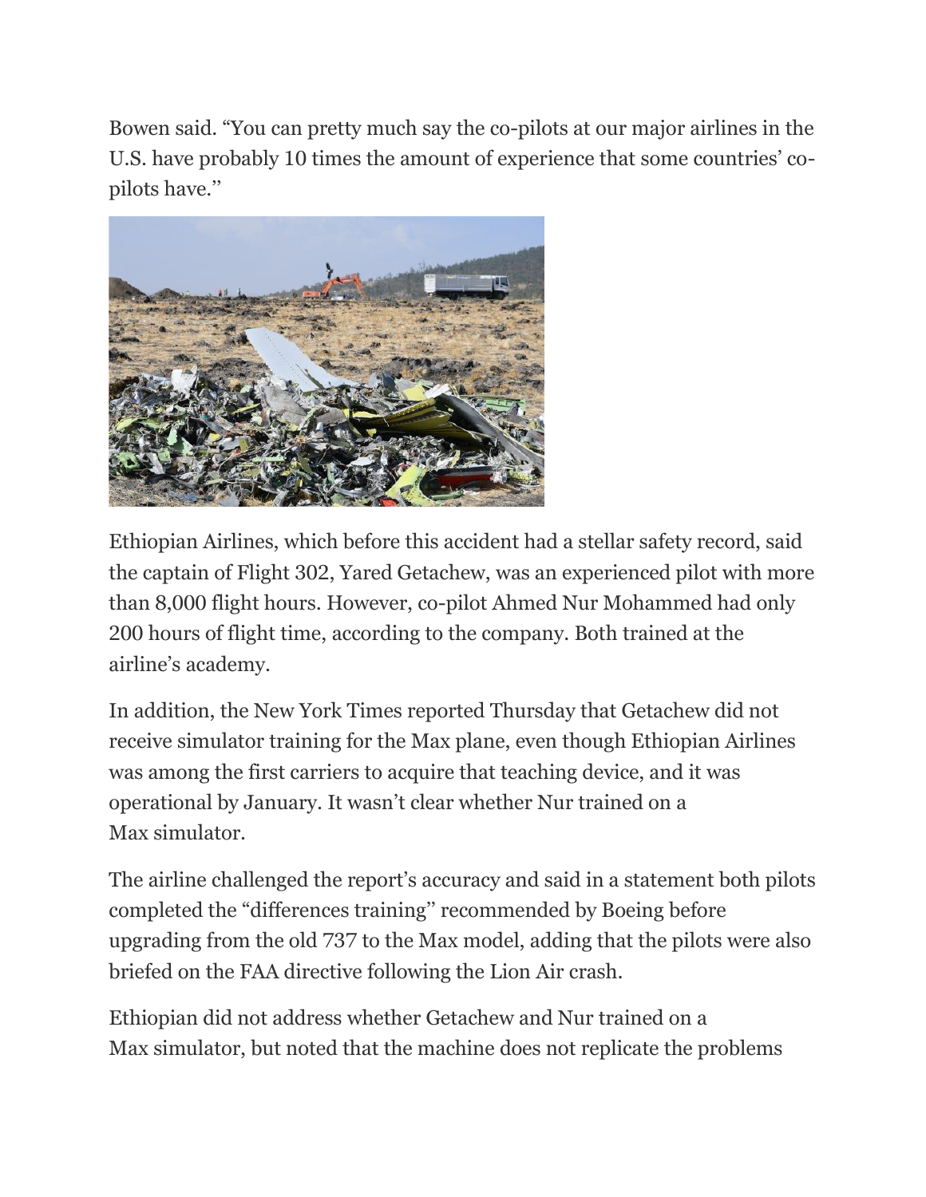Bowen said. "You can pretty much say the co-pilots at our major airlines in the U.S. have probably 10 times the amount of experience that some countries' co-pilots have."

Ethiopian Airlines, which before this accident had a stellar safety record, said the captain of Flight 302, Yared Getachew, was an experienced pilot with more than 8,000 flight hours. However, co-pilot Ahmed Nur Mohammed had only 200 hours of flight time, according to the company. Both trained at the airline's academy.

In addition, the New York Times reported Thursday that Getachew did not receive simulator training for the Max plane, even though Ethiopian Airlines was among the first carriers to acquire that teaching device, and it was operational by January. It wasn't clear whether Nur trained on a Max simulator.

The airline challenged the report's accuracy and said in a statement both pilots completed the "differences training" recommended by Boeing before upgrading from the old 737 to the Max model, adding that the pilots were also briefed on the FAA directive following the Lion Air crash.

Ethiopian did not address whether Getachew and Nur trained on a Max simulator, but noted that the machine does not replicate the problems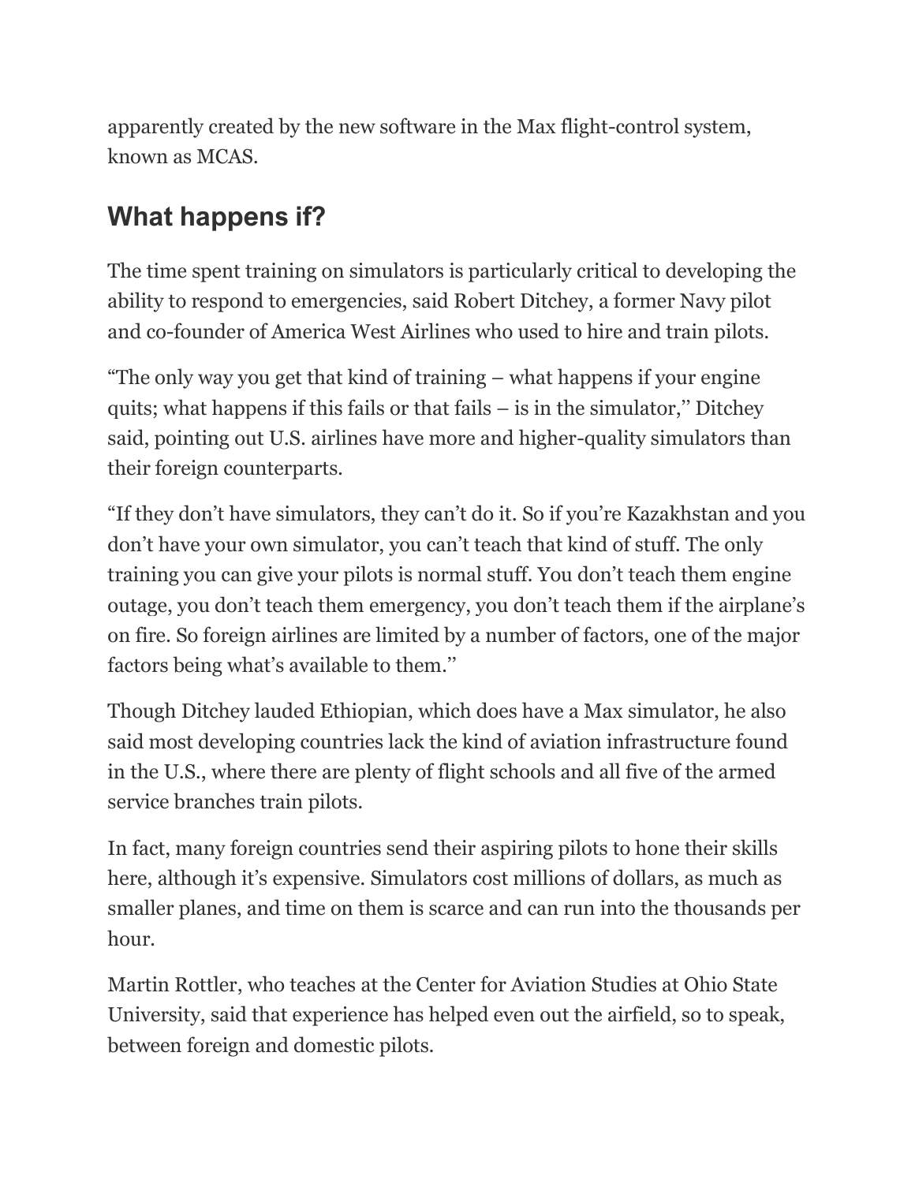apparently created by the new software in the Max flight-control system, known as MCAS.

## What happens if?

The time spent training on simulators is particularly critical to developing the ability to respond to emergencies, said Robert Ditchey, a former Navy pilot and co-founder of America West Airlines who used to hire and train pilots.

"The only way you get that kind of training – what happens if your engine quits; what happens if this fails or that fails – is in the simulator,'' Ditchey said, pointing out U.S. airlines have more and higher-quality simulators than their foreign counterparts.

"If they don't have simulators, they can't do it. So if you're Kazakhstan and you don't have your own simulator, you can't teach that kind of stuff. The only training you can give your pilots is normal stuff. You don't teach them engine outage, you don't teach them emergency, you don't teach them if the airplane's on fire. So foreign airlines are limited by a number of factors, one of the major factors being what's available to them.''

Though Ditchey lauded Ethiopian, which does have a Max simulator, he also said most developing countries lack the kind of aviation infrastructure found in the U.S., where there are plenty of flight schools and all five of the armed service branches train pilots.

In fact, many foreign countries send their aspiring pilots to hone their skills here, although it's expensive. Simulators cost millions of dollars, as much as smaller planes, and time on them is scarce and can run into the thousands per hour.

Martin Rottler, who teaches at the Center for Aviation Studies at Ohio State University, said that experience has helped even out the airfield, so to speak, between foreign and domestic pilots.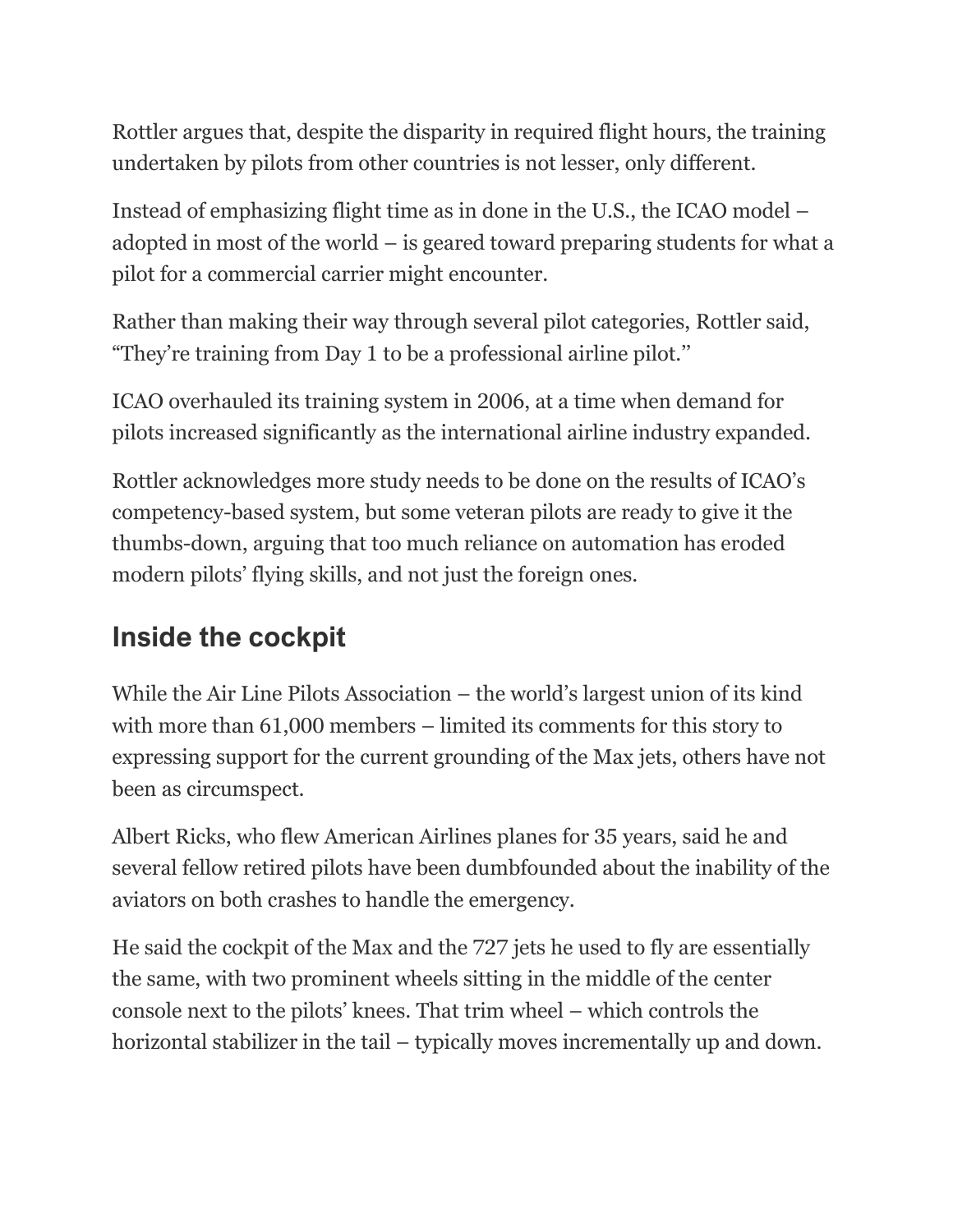Rottler argues that, despite the disparity in required flight hours, the training undertaken by pilots from other countries is not lesser, only different.

Instead of emphasizing flight time as in done in the U.S., the ICAO model – adopted in most of the world – is geared toward preparing students for what a pilot for a commercial carrier might encounter.

Rather than making their way through several pilot categories, Rottler said, "They're training from Day 1 to be a professional airline pilot."

ICAO overhauled its training system in 2006, at a time when demand for pilots increased significantly as the international airline industry expanded.

Rottler acknowledges more study needs to be done on the results of ICAO's competency-based system, but some veteran pilots are ready to give it the thumbs-down, arguing that too much reliance on automation has eroded modern pilots' flying skills, and not just the foreign ones.

## Inside the cockpit

While the Air Line Pilots Association – the world's largest union of its kind with more than 61,000 members – limited its comments for this story to expressing support for the current grounding of the Max jets, others have not been as circumspect.

Albert Ricks, who flew American Airlines planes for 35 years, said he and several fellow retired pilots have been dumbfounded about the inability of the aviators on both crashes to handle the emergency.

He said the cockpit of the Max and the 727 jets he used to fly are essentially the same, with two prominent wheels sitting in the middle of the center console next to the pilots' knees. That trim wheel – which controls the horizontal stabilizer in the tail – typically moves incrementally up and down.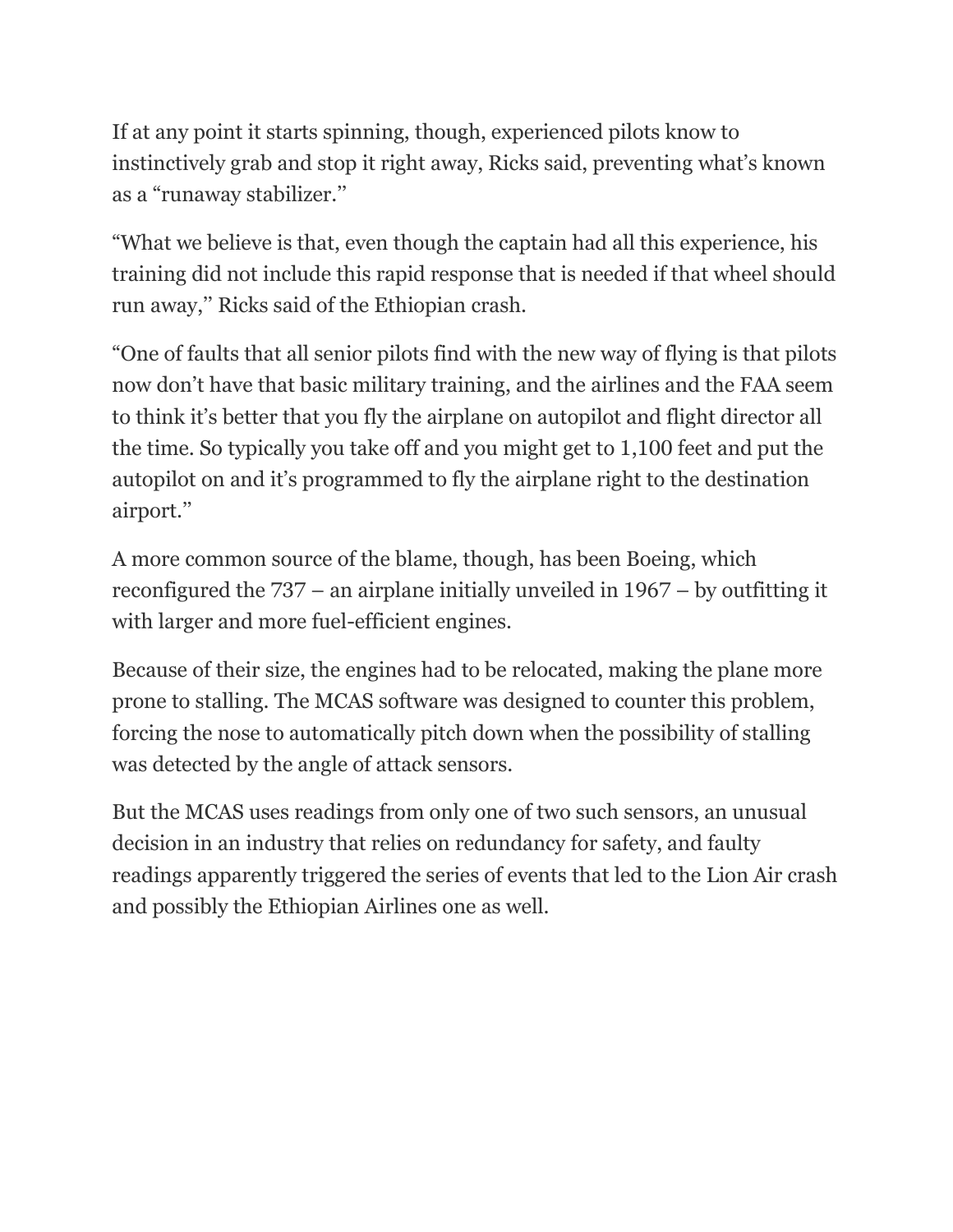If at any point it starts spinning, though, experienced pilots know to instinctively grab and stop it right away, Ricks said, preventing what's known as a "runaway stabilizer."

"What we believe is that, even though the captain had all this experience, his training did not include this rapid response that is needed if that wheel should run away," Ricks said of the Ethiopian crash.

"One of faults that all senior pilots find with the new way of flying is that pilots now don't have that basic military training, and the airlines and the FAA seem to think it's better that you fly the airplane on autopilot and flight director all the time. So typically you take off and you might get to 1,100 feet and put the autopilot on and it's programmed to fly the airplane right to the destination airport."

A more common source of the blame, though, has been Boeing, which reconfigured the 737 – an airplane initially unveiled in 1967 – by outfitting it with larger and more fuel-efficient engines.

Because of their size, the engines had to be relocated, making the plane more prone to stalling. The MCAS software was designed to counter this problem, forcing the nose to automatically pitch down when the possibility of stalling was detected by the angle of attack sensors.

But the MCAS uses readings from only one of two such sensors, an unusual decision in an industry that relies on redundancy for safety, and faulty readings apparently triggered the series of events that led to the Lion Air crash and possibly the Ethiopian Airlines one as well.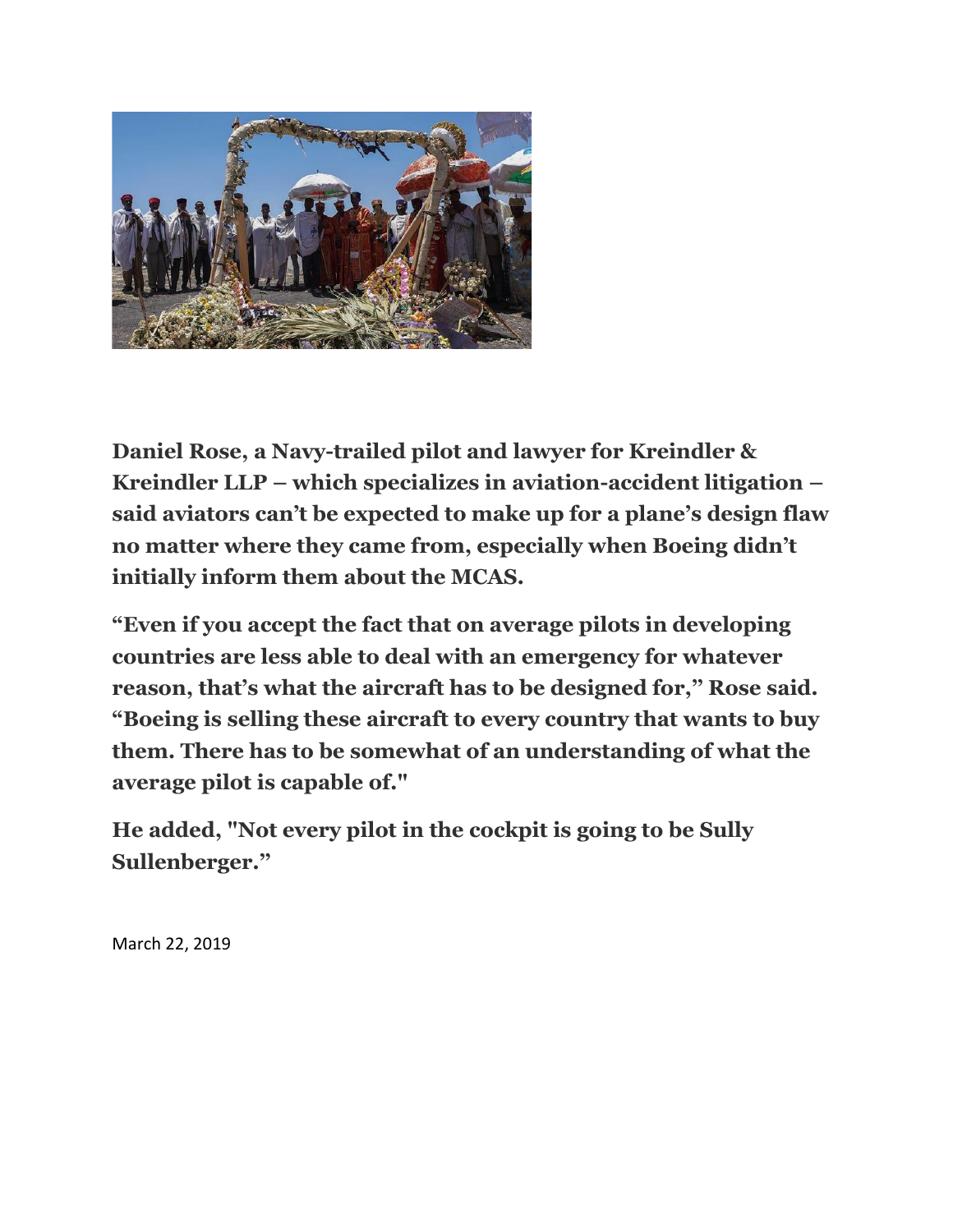**Daniel Rose, a Navy-trailed pilot and lawyer for Kreindler & Kreindler LLP – which specializes in aviation-accident litigation – said aviators can't be expected to make up for a plane's design flaw no matter where they came from, especially when Boeing didn't initially inform them about the MCAS.**

**"Even if you accept the fact that on average pilots in developing countries are less able to deal with an emergency for whatever reason, that's what the aircraft has to be designed for," Rose said. "Boeing is selling these aircraft to every country that wants to buy them. There has to be somewhat of an understanding of what the average pilot is capable of."**

**He added, "Not every pilot in the cockpit is going to be Sully Sullenberger."**

March 22, 2019